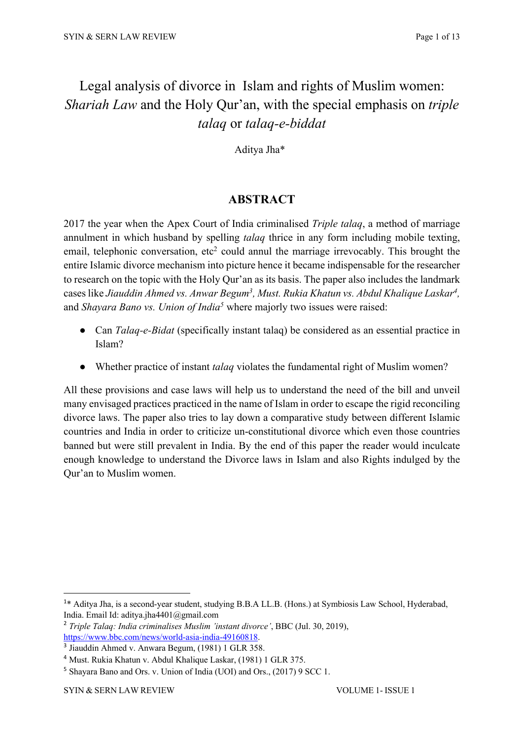# Legal analysis of divorce in Islam and rights of Muslim women: *Shariah Law* and the Holy Qur'an, with the special emphasis on *triple talaq* or *talaq-e-biddat*

Aditya Jha*

## ABSTRACT

2017 the year when the Apex Court of India criminalised *Triple talaq*, a method of marriage annulment in which husband by spelling *talaq* thrice in any form including mobile texting, email, telephonic conversation, etc[2] could annul the marriage irrevocably. This brought the entire Islamic divorce mechanism into picture hence it became indispensable for the researcher to research on the topic with the Holy Qur'an as its basis. The paper also includes the landmark cases like *Jiauddin Ahmed vs. Anwar Begum*[3], *Must. Rukia Khatun vs. Abdul Khalique Laskar*[4], and *Shayara Bano vs. Union of India*[5] where majorly two issues were raised:

- Can *Talaq-e-Bidat* (specifically instant talaq) be considered as an essential practice in Islam?
- Whether practice of instant *talaq* violates the fundamental right of Muslim women?

All these provisions and case laws will help us to understand the need of the bill and unveil many envisaged practices practiced in the name of Islam in order to escape the rigid reconciling divorce laws. The paper also tries to lay down a comparative study between different Islamic countries and India in order to criticize un-constitutional divorce which even those countries banned but were still prevalent in India. By the end of this paper the reader would inculcate enough knowledge to understand the Divorce laws in Islam and also Rights indulged by the Qur'an to Muslim women.

---

[1]* Aditya Jha, is a second-year student, studying B.B.A LL.B. (Hons.) at Symbiosis Law School, Hyderabad, India. Email Id: aditya.jha4401@gmail.com

[2] *Triple Talaq: India criminalises Muslim 'instant divorce'*, BBC (Jul. 30, 2019), https://www.bbc.com/news/world-asia-india-49160818.

[3] Jiauddin Ahmed v. Anwara Begum, (1981) 1 GLR 358.

[4] Must. Rukia Khatun v. Abdul Khalique Laskar, (1981) 1 GLR 375.

[5] Shayara Bano and Ors. v. Union of India (UOI) and Ors., (2017) 9 SCC 1.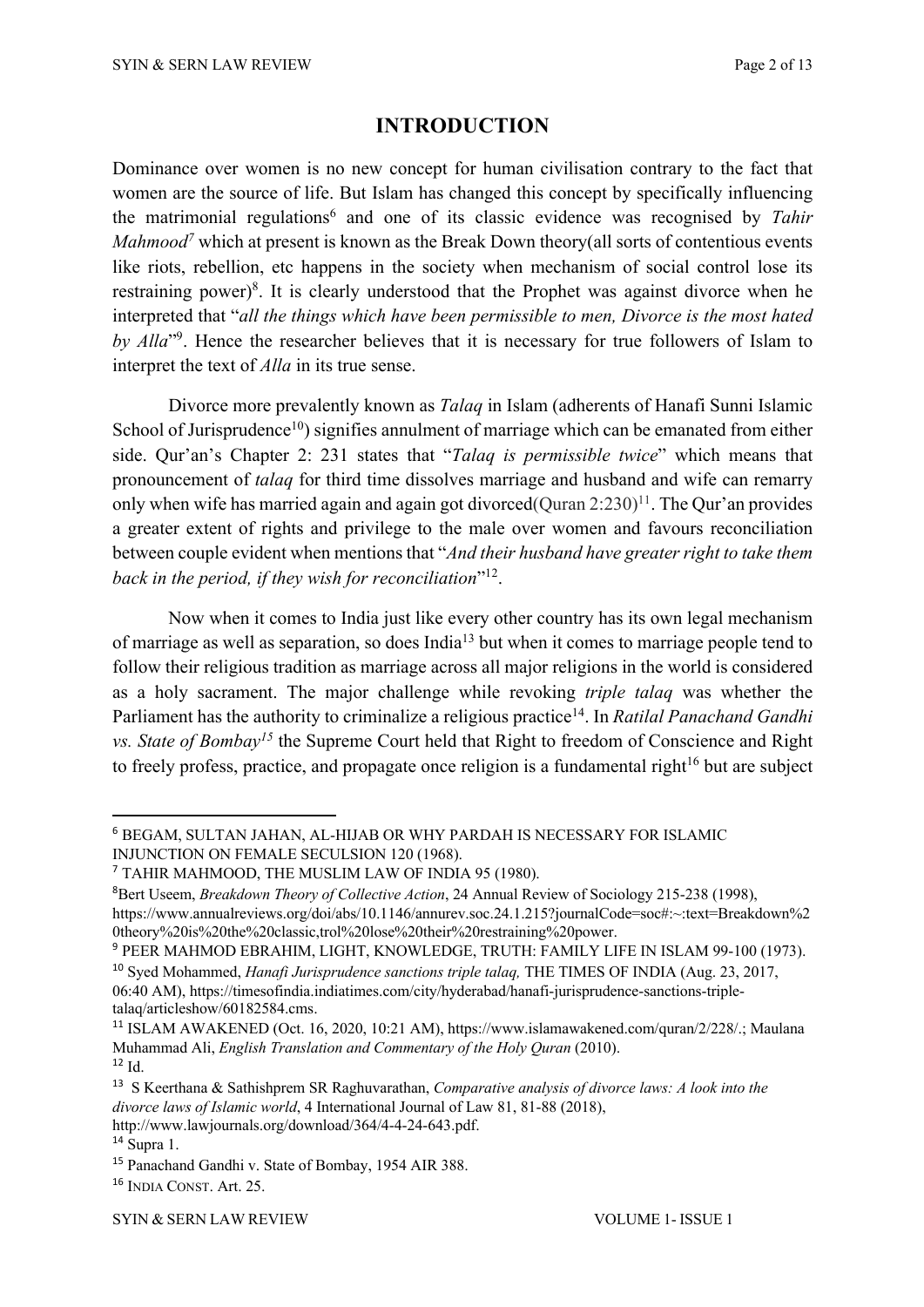## INTRODUCTION

Dominance over women is no new concept for human civilisation contrary to the fact that women are the source of life. But Islam has changed this concept by specifically influencing the matrimonial regulations[6] and one of its classic evidence was recognised by *Tahir Mahmood*[7] which at present is known as the Break Down theory(all sorts of contentious events like riots, rebellion, etc happens in the society when mechanism of social control lose its restraining power)[8]. It is clearly understood that the Prophet was against divorce when he interpreted that "*all the things which have been permissible to men, Divorce is the most hated by Alla*"[9]. Hence the researcher believes that it is necessary for true followers of Islam to interpret the text of *Alla* in its true sense.

Divorce more prevalently known as *Talaq* in Islam (adherents of Hanafi Sunni Islamic School of Jurisprudence[10]) signifies annulment of marriage which can be emanated from either side. Qur'an's Chapter 2: 231 states that "*Talaq is permissible twice*" which means that pronouncement of *talaq* for third time dissolves marriage and husband and wife can remarry only when wife has married again and again got divorced(Quran 2:230)[11]. The Qur'an provides a greater extent of rights and privilege to the male over women and favours reconciliation between couple evident when mentions that "*And their husband have greater right to take them back in the period, if they wish for reconciliation*"[12].

Now when it comes to India just like every other country has its own legal mechanism of marriage as well as separation, so does India[13] but when it comes to marriage people tend to follow their religious tradition as marriage across all major religions in the world is considered as a holy sacrament. The major challenge while revoking *triple talaq* was whether the Parliament has the authority to criminalize a religious practice[14]. In *Ratilal Panachand Gandhi vs. State of Bombay*[15] the Supreme Court held that Right to freedom of Conscience and Right to freely profess, practice, and propagate once religion is a fundamental right[16] but are subject

---

[6] BEGAM, SULTAN JAHAN, AL-HIJAB OR WHY PARDAH IS NECESSARY FOR ISLAMIC INJUNCTION ON FEMALE SECULSION 120 (1968).

[7] TAHIR MAHMOOD, THE MUSLIM LAW OF INDIA 95 (1980).

[8] Bert Useem, *Breakdown Theory of Collective Action*, 24 Annual Review of Sociology 215-238 (1998), https://www.annualreviews.org/doi/abs/10.1146/annurev.soc.24.1.215?journalCode=soc#:~:text=Breakdown%20theory%20is%20the%20classic,trol%20lose%20their%20restraining%20power.

[9] PEER MAHMOD EBRAHIM, LIGHT, KNOWLEDGE, TRUTH: FAMILY LIFE IN ISLAM 99-100 (1973).

[10] Syed Mohammed, *Hanafi Jurisprudence sanctions triple talaq,* THE TIMES OF INDIA (Aug. 23, 2017, 06:40 AM), https://timesofindia.indiatimes.com/city/hyderabad/hanafi-jurisprudence-sanctions-triple-talaq/articleshow/60182584.cms.

[11] ISLAM AWAKENED (Oct. 16, 2020, 10:21 AM), https://www.islamawakened.com/quran/2/228/.; Maulana Muhammad Ali, *English Translation and Commentary of the Holy Quran* (2010).

[12] Id.

[13] S Keerthana & Sathishprem SR Raghuvarathan, *Comparative analysis of divorce laws: A look into the divorce laws of Islamic world*, 4 International Journal of Law 81, 81-88 (2018), http://www.lawjournals.org/download/364/4-4-24-643.pdf.

[14] Supra 1.

[15] Panachand Gandhi v. State of Bombay, 1954 AIR 388.

[16] INDIA CONST. Art. 25.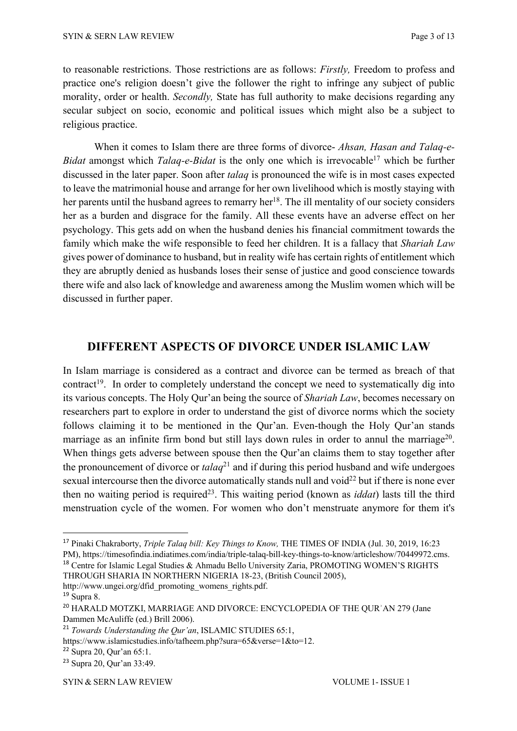to reasonable restrictions. Those restrictions are as follows: *Firstly,* Freedom to profess and practice one's religion doesn't give the follower the right to infringe any subject of public morality, order or health. *Secondly,* State has full authority to make decisions regarding any secular subject on socio, economic and political issues which might also be a subject to religious practice.

When it comes to Islam there are three forms of divorce- *Ahsan, Hasan and Talaq-e-Bidat* amongst which *Talaq-e-Bidat* is the only one which is irrevocable[17] which be further discussed in the later paper. Soon after *talaq* is pronounced the wife is in most cases expected to leave the matrimonial house and arrange for her own livelihood which is mostly staying with her parents until the husband agrees to remarry her[18]. The ill mentality of our society considers her as a burden and disgrace for the family. All these events have an adverse effect on her psychology. This gets add on when the husband denies his financial commitment towards the family which make the wife responsible to feed her children. It is a fallacy that *Shariah Law* gives power of dominance to husband, but in reality wife has certain rights of entitlement which they are abruptly denied as husbands loses their sense of justice and good conscience towards there wife and also lack of knowledge and awareness among the Muslim women which will be discussed in further paper.

## DIFFERENT ASPECTS OF DIVORCE UNDER ISLAMIC LAW

In Islam marriage is considered as a contract and divorce can be termed as breach of that contract[19]. In order to completely understand the concept we need to systematically dig into its various concepts. The Holy Qur'an being the source of *Shariah Law*, becomes necessary on researchers part to explore in order to understand the gist of divorce norms which the society follows claiming it to be mentioned in the Qur'an. Even-though the Holy Qur'an stands marriage as an infinite firm bond but still lays down rules in order to annul the marriage[20]. When things gets adverse between spouse then the Qur'an claims them to stay together after the pronouncement of divorce or *talaq*[21] and if during this period husband and wife undergoes sexual intercourse then the divorce automatically stands null and void[22] but if there is none ever then no waiting period is required[23]. This waiting period (known as *iddat*) lasts till the third menstruation cycle of the women. For women who don't menstruate anymore for them it's

---

[17] Pinaki Chakraborty, *Triple Talaq bill: Key Things to Know,* THE TIMES OF INDIA (Jul. 30, 2019, 16:23 PM), https://timesofindia.indiatimes.com/india/triple-talaq-bill-key-things-to-know/articleshow/70449972.cms.

[18] Centre for Islamic Legal Studies & Ahmadu Bello University Zaria, PROMOTING WOMEN'S RIGHTS THROUGH SHARIA IN NORTHERN NIGERIA 18-23, (British Council 2005), http://www.ungei.org/dfid_promoting_womens_rights.pdf.

[19] Supra 8.

[20] HARALD MOTZKI, MARRIAGE AND DIVORCE: ENCYCLOPEDIA OF THE QUR᾿AN 279 (Jane Dammen McAuliffe (ed.) Brill 2006).

[21] *Towards Understanding the Qur'an*, ISLAMIC STUDIES 65:1, https://www.islamicstudies.info/tafheem.php?sura=65&verse=1&to=12.

[22] Supra 20, Qur'an 65:1.

[23] Supra 20, Qur'an 33:49.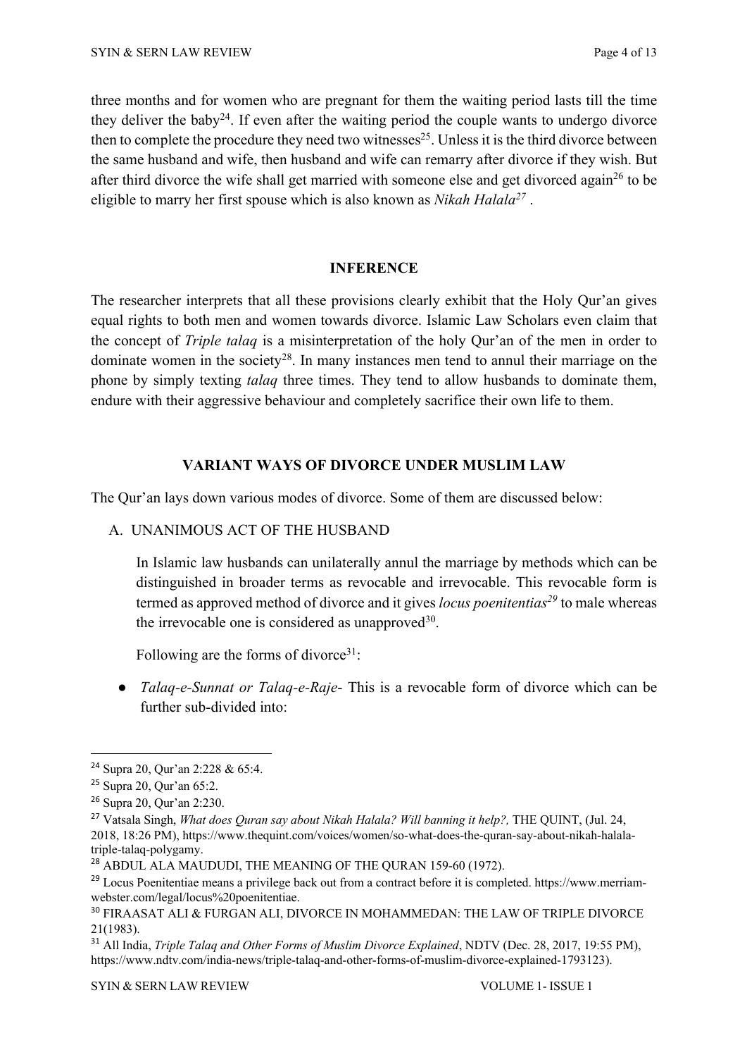three months and for women who are pregnant for them the waiting period lasts till the time they deliver the baby[24]. If even after the waiting period the couple wants to undergo divorce then to complete the procedure they need two witnesses[25]. Unless it is the third divorce between the same husband and wife, then husband and wife can remarry after divorce if they wish. But after third divorce the wife shall get married with someone else and get divorced again[26] to be eligible to marry her first spouse which is also known as *Nikah Halala*[27] .

## INFERENCE

The researcher interprets that all these provisions clearly exhibit that the Holy Qur'an gives equal rights to both men and women towards divorce. Islamic Law Scholars even claim that the concept of *Triple talaq* is a misinterpretation of the holy Qur'an of the men in order to dominate women in the society[28]. In many instances men tend to annul their marriage on the phone by simply texting *talaq* three times. They tend to allow husbands to dominate them, endure with their aggressive behaviour and completely sacrifice their own life to them.

## VARIANT WAYS OF DIVORCE UNDER MUSLIM LAW

The Qur'an lays down various modes of divorce. Some of them are discussed below:

A. UNANIMOUS ACT OF THE HUSBAND

In Islamic law husbands can unilaterally annul the marriage by methods which can be distinguished in broader terms as revocable and irrevocable. This revocable form is termed as approved method of divorce and it gives *locus poenitentias*[29] to male whereas the irrevocable one is considered as unapproved[30].

Following are the forms of divorce[31]:

- *Talaq-e-Sunnat or Talaq-e-Raje*- This is a revocable form of divorce which can be further sub-divided into:

---

[24] Supra 20, Qur'an 2:228 & 65:4.

[25] Supra 20, Qur'an 65:2.

[26] Supra 20, Qur'an 2:230.

[27] Vatsala Singh, *What does Quran say about Nikah Halala? Will banning it help?,* THE QUINT, (Jul. 24, 2018, 18:26 PM), https://www.thequint.com/voices/women/so-what-does-the-quran-say-about-nikah-halala-triple-talaq-polygamy.

[28] ABDUL ALA MAUDUDI, THE MEANING OF THE QURAN 159-60 (1972).

[29] Locus Poenitentiae means a privilege back out from a contract before it is completed. https://www.merriam-webster.com/legal/locus%20poenitentiae.

[30] FIRAASAT ALI & FURGAN ALI, DIVORCE IN MOHAMMEDAN: THE LAW OF TRIPLE DIVORCE 21(1983).

[31] All India, *Triple Talaq and Other Forms of Muslim Divorce Explained*, NDTV (Dec. 28, 2017, 19:55 PM), https://www.ndtv.com/india-news/triple-talaq-and-other-forms-of-muslim-divorce-explained-1793123).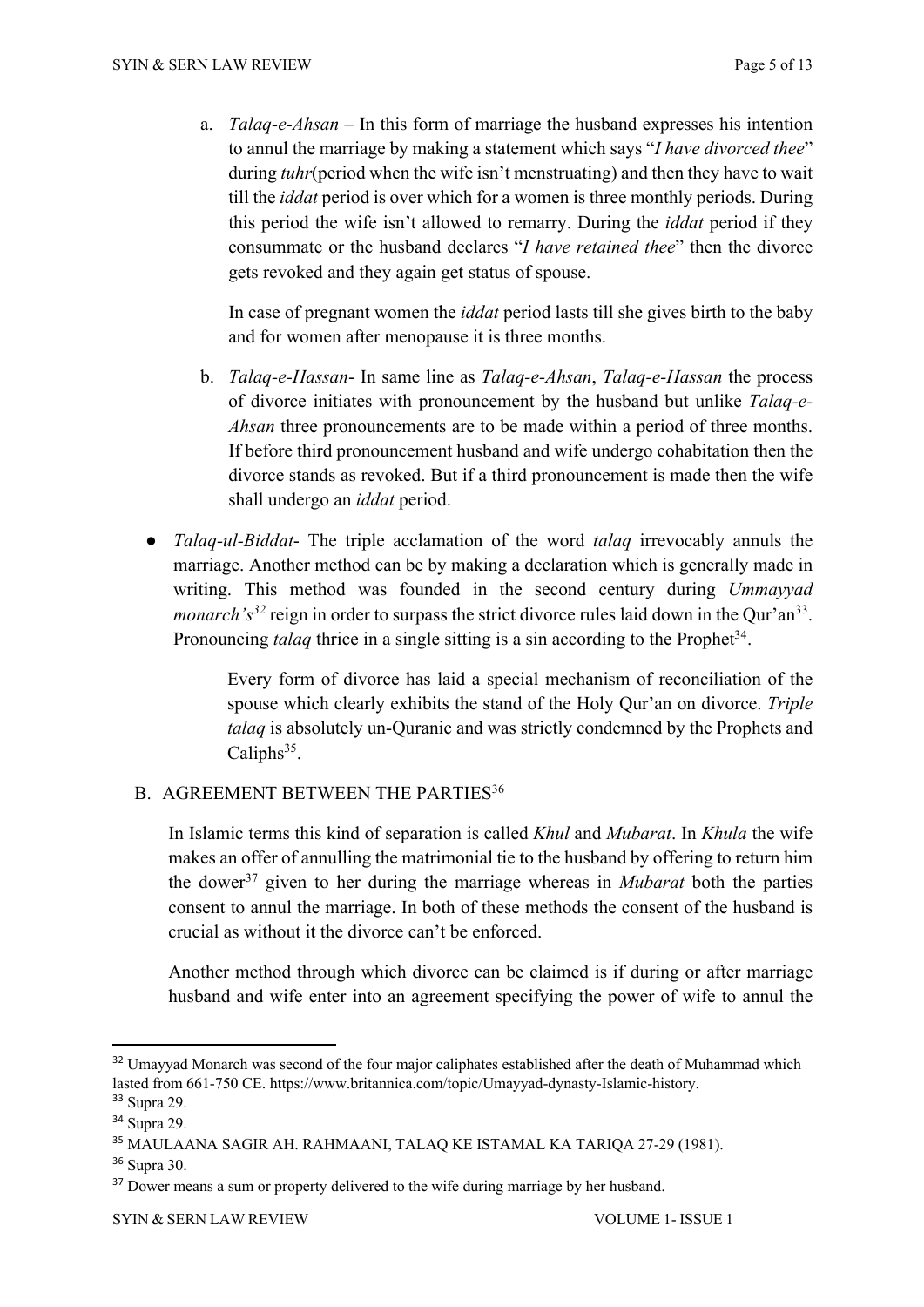a. *Talaq-e-Ahsan* – In this form of marriage the husband expresses his intention to annul the marriage by making a statement which says "*I have divorced thee*" during *tuhr*(period when the wife isn't menstruating) and then they have to wait till the *iddat* period is over which for a women is three monthly periods. During this period the wife isn't allowed to remarry. During the *iddat* period if they consummate or the husband declares "*I have retained thee*" then the divorce gets revoked and they again get status of spouse.

   In case of pregnant women the *iddat* period lasts till she gives birth to the baby and for women after menopause it is three months.

b. *Talaq-e-Hassan*- In same line as *Talaq-e-Ahsan*, *Talaq-e-Hassan* the process of divorce initiates with pronouncement by the husband but unlike *Talaq-e-Ahsan* three pronouncements are to be made within a period of three months. If before third pronouncement husband and wife undergo cohabitation then the divorce stands as revoked. But if a third pronouncement is made then the wife shall undergo an *iddat* period.

- *Talaq-ul-Biddat*- The triple acclamation of the word *talaq* irrevocably annuls the marriage. Another method can be by making a declaration which is generally made in writing. This method was founded in the second century during *Ummayyad monarch's*[32] reign in order to surpass the strict divorce rules laid down in the Qur'an[33]. Pronouncing *talaq* thrice in a single sitting is a sin according to the Prophet[34].

  Every form of divorce has laid a special mechanism of reconciliation of the spouse which clearly exhibits the stand of the Holy Qur'an on divorce. *Triple talaq* is absolutely un-Quranic and was strictly condemned by the Prophets and Caliphs[35].

B. AGREEMENT BETWEEN THE PARTIES[36]

In Islamic terms this kind of separation is called *Khul* and *Mubarat*. In *Khula* the wife makes an offer of annulling the matrimonial tie to the husband by offering to return him the dower[37] given to her during the marriage whereas in *Mubarat* both the parties consent to annul the marriage. In both of these methods the consent of the husband is crucial as without it the divorce can't be enforced.

Another method through which divorce can be claimed is if during or after marriage husband and wife enter into an agreement specifying the power of wife to annul the

---

[32] Umayyad Monarch was second of the four major caliphates established after the death of Muhammad which lasted from 661-750 CE. https://www.britannica.com/topic/Umayyad-dynasty-Islamic-history.

[33] Supra 29.

[34] Supra 29.

[35] MAULAANA SAGIR AH. RAHMAANI, TALAQ KE ISTAMAL KA TARIQA 27-29 (1981).

[36] Supra 30.

[37] Dower means a sum or property delivered to the wife during marriage by her husband.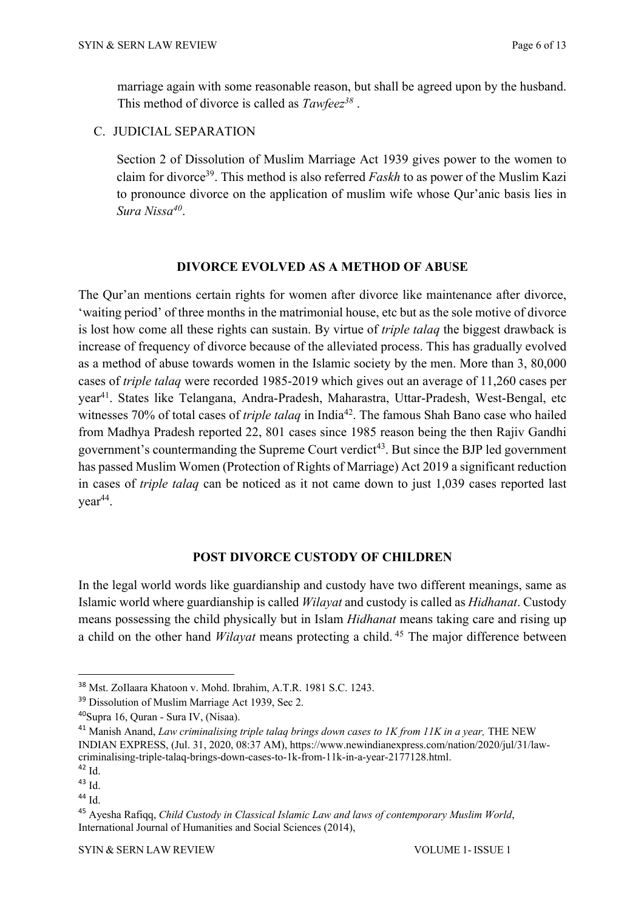marriage again with some reasonable reason, but shall be agreed upon by the husband. This method of divorce is called as *Tawfeez*[38] .

C. JUDICIAL SEPARATION

Section 2 of Dissolution of Muslim Marriage Act 1939 gives power to the women to claim for divorce[39]. This method is also referred *Faskh* to as power of the Muslim Kazi to pronounce divorce on the application of muslim wife whose Qur'anic basis lies in *Sura Nissa*[40].

## DIVORCE EVOLVED AS A METHOD OF ABUSE

The Qur'an mentions certain rights for women after divorce like maintenance after divorce, 'waiting period' of three months in the matrimonial house, etc but as the sole motive of divorce is lost how come all these rights can sustain. By virtue of *triple talaq* the biggest drawback is increase of frequency of divorce because of the alleviated process. This has gradually evolved as a method of abuse towards women in the Islamic society by the men. More than 3, 80,000 cases of *triple talaq* were recorded 1985-2019 which gives out an average of 11,260 cases per year[41]. States like Telangana, Andra-Pradesh, Maharastra, Uttar-Pradesh, West-Bengal, etc witnesses 70% of total cases of *triple talaq* in India[42]. The famous Shah Bano case who hailed from Madhya Pradesh reported 22, 801 cases since 1985 reason being the then Rajiv Gandhi government's countermanding the Supreme Court verdict[43]. But since the BJP led government has passed Muslim Women (Protection of Rights of Marriage) Act 2019 a significant reduction in cases of *triple talaq* can be noticed as it not came down to just 1,039 cases reported last year[44].

## POST DIVORCE CUSTODY OF CHILDREN

In the legal world words like guardianship and custody have two different meanings, same as Islamic world where guardianship is called *Wilayat* and custody is called as *Hidhanat*. Custody means possessing the child physically but in Islam *Hidhanat* means taking care and rising up a child on the other hand *Wilayat* means protecting a child.[45] The major difference between

---

[38] Mst. ZoIlaara Khatoon v. Mohd. Ibrahim, A.T.R. 1981 S.C. 1243.

[39] Dissolution of Muslim Marriage Act 1939, Sec 2.

[40] Supra 16, Quran - Sura IV, (Nisaa).

[41] Manish Anand, *Law criminalising triple talaq brings down cases to 1K from 11K in a year,* THE NEW INDIAN EXPRESS, (Jul. 31, 2020, 08:37 AM), https://www.newindianexpress.com/nation/2020/jul/31/law-criminalising-triple-talaq-brings-down-cases-to-1k-from-11k-in-a-year-2177128.html.

[42] Id.

[43] Id.

[44] Id.

[45] Ayesha Rafiqq, *Child Custody in Classical Islamic Law and laws of contemporary Muslim World*, International Journal of Humanities and Social Sciences (2014),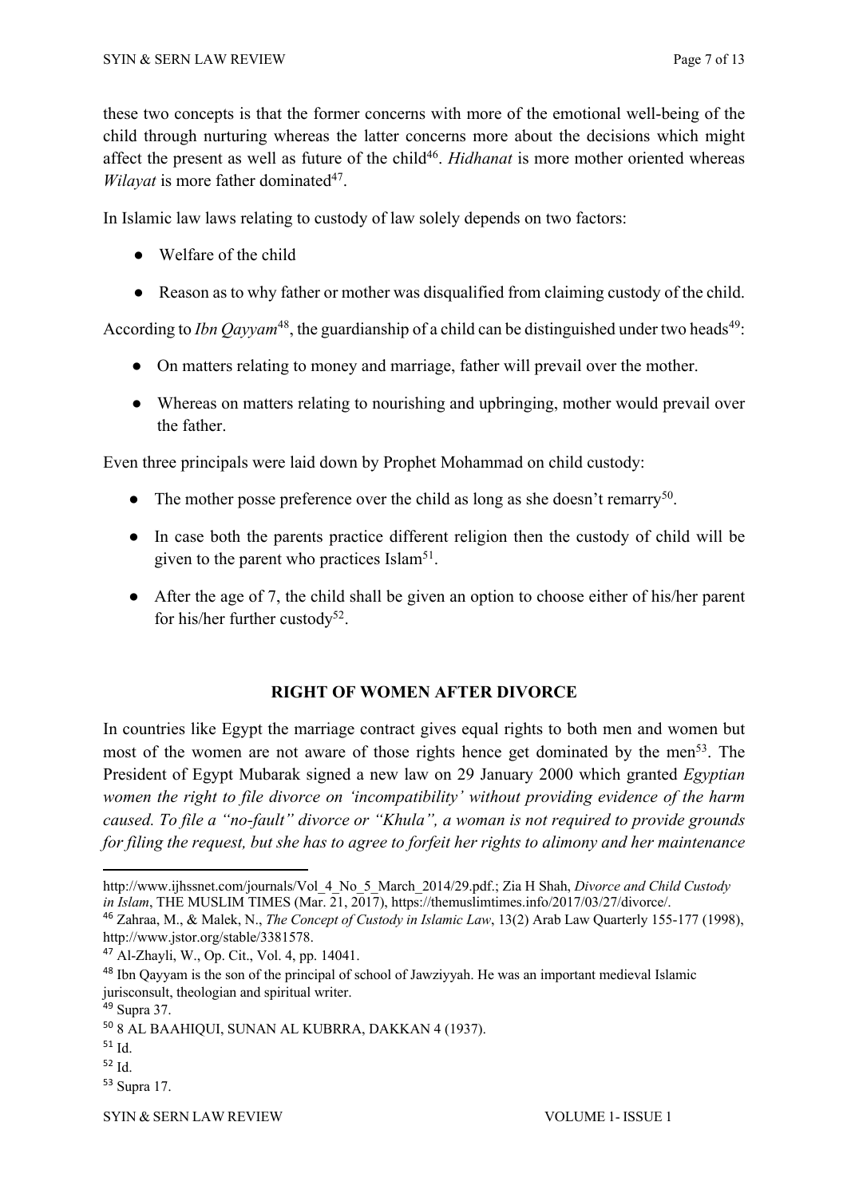these two concepts is that the former concerns with more of the emotional well-being of the child through nurturing whereas the latter concerns more about the decisions which might affect the present as well as future of the child[46]. *Hidhanat* is more mother oriented whereas *Wilayat* is more father dominated[47].

In Islamic law laws relating to custody of law solely depends on two factors:

- Welfare of the child
- Reason as to why father or mother was disqualified from claiming custody of the child.

According to *Ibn Qayyam*[48], the guardianship of a child can be distinguished under two heads[49]:

- On matters relating to money and marriage, father will prevail over the mother.
- Whereas on matters relating to nourishing and upbringing, mother would prevail over the father.

Even three principals were laid down by Prophet Mohammad on child custody:

- The mother posse preference over the child as long as she doesn't remarry[50].
- In case both the parents practice different religion then the custody of child will be given to the parent who practices Islam[51].
- After the age of 7, the child shall be given an option to choose either of his/her parent for his/her further custody[52].

## RIGHT OF WOMEN AFTER DIVORCE

In countries like Egypt the marriage contract gives equal rights to both men and women but most of the women are not aware of those rights hence get dominated by the men[53]. The President of Egypt Mubarak signed a new law on 29 January 2000 which granted *Egyptian women the right to file divorce on 'incompatibility' without providing evidence of the harm caused. To file a "no-fault" divorce or "Khula", a woman is not required to provide grounds for filing the request, but she has to agree to forfeit her rights to alimony and her maintenance*

---

http://www.ijhssnet.com/journals/Vol_4_No_5_March_2014/29.pdf.; Zia H Shah, *Divorce and Child Custody in Islam*, THE MUSLIM TIMES (Mar. 21, 2017), https://themuslimtimes.info/2017/03/27/divorce/.

[46] Zahraa, M., & Malek, N., *The Concept of Custody in Islamic Law*, 13(2) Arab Law Quarterly 155-177 (1998), http://www.jstor.org/stable/3381578.

[47] Al-Zhayli, W., Op. Cit., Vol. 4, pp. 14041.

[48] Ibn Qayyam is the son of the principal of school of Jawziyyah. He was an important medieval Islamic jurisconsult, theologian and spiritual writer.

[49] Supra 37.

[50] 8 AL BAAHIQUI, SUNAN AL KUBRRA, DAKKAN 4 (1937).

[51] Id.

[52] Id.

[53] Supra 17.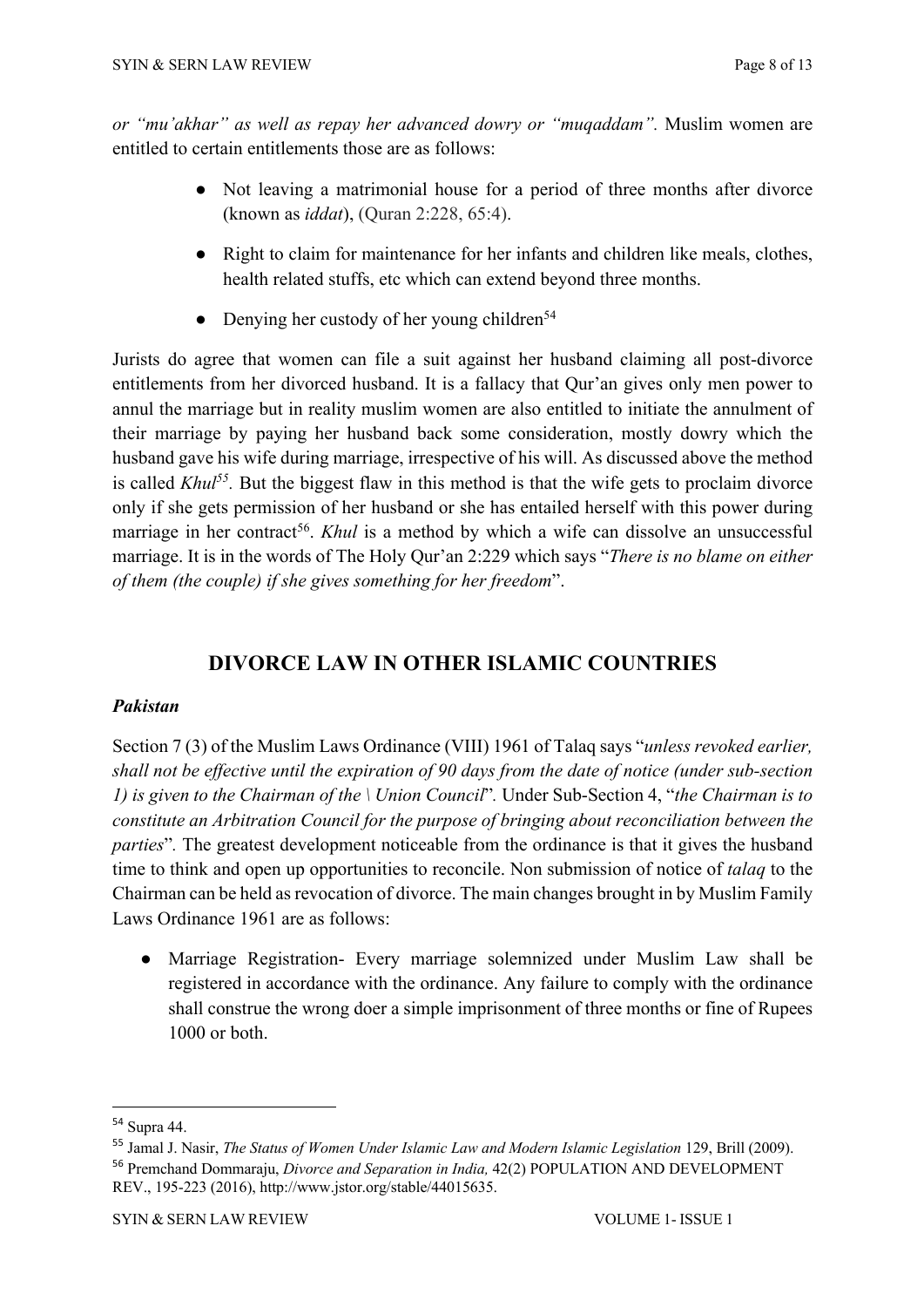*or "mu'akhar" as well as repay her advanced dowry or "muqaddam".* Muslim women are entitled to certain entitlements those are as follows:

- Not leaving a matrimonial house for a period of three months after divorce (known as *iddat*), (Quran 2:228, 65:4).
- Right to claim for maintenance for her infants and children like meals, clothes, health related stuffs, etc which can extend beyond three months.
- Denying her custody of her young children[54]

Jurists do agree that women can file a suit against her husband claiming all post-divorce entitlements from her divorced husband. It is a fallacy that Qur'an gives only men power to annul the marriage but in reality muslim women are also entitled to initiate the annulment of their marriage by paying her husband back some consideration, mostly dowry which the husband gave his wife during marriage, irrespective of his will. As discussed above the method is called *Khul*[55]. But the biggest flaw in this method is that the wife gets to proclaim divorce only if she gets permission of her husband or she has entailed herself with this power during marriage in her contract[56]. *Khul* is a method by which a wife can dissolve an unsuccessful marriage. It is in the words of The Holy Qur'an 2:229 which says "*There is no blame on either of them (the couple) if she gives something for her freedom*".

## DIVORCE LAW IN OTHER ISLAMIC COUNTRIES

### *Pakistan*

Section 7 (3) of the Muslim Laws Ordinance (VIII) 1961 of Talaq says "*unless revoked earlier, shall not be effective until the expiration of 90 days from the date of notice (under sub-section 1) is given to the Chairman of the \ Union Council*". Under Sub-Section 4, "*the Chairman is to constitute an Arbitration Council for the purpose of bringing about reconciliation between the parties*". The greatest development noticeable from the ordinance is that it gives the husband time to think and open up opportunities to reconcile. Non submission of notice of *talaq* to the Chairman can be held as revocation of divorce. The main changes brought in by Muslim Family Laws Ordinance 1961 are as follows:

- Marriage Registration- Every marriage solemnized under Muslim Law shall be registered in accordance with the ordinance. Any failure to comply with the ordinance shall construe the wrong doer a simple imprisonment of three months or fine of Rupees 1000 or both.

---

[54] Supra 44.

[55] Jamal J. Nasir, *The Status of Women Under Islamic Law and Modern Islamic Legislation* 129, Brill (2009).

[56] Premchand Dommaraju, *Divorce and Separation in India,* 42(2) POPULATION AND DEVELOPMENT REV., 195-223 (2016), http://www.jstor.org/stable/44015635.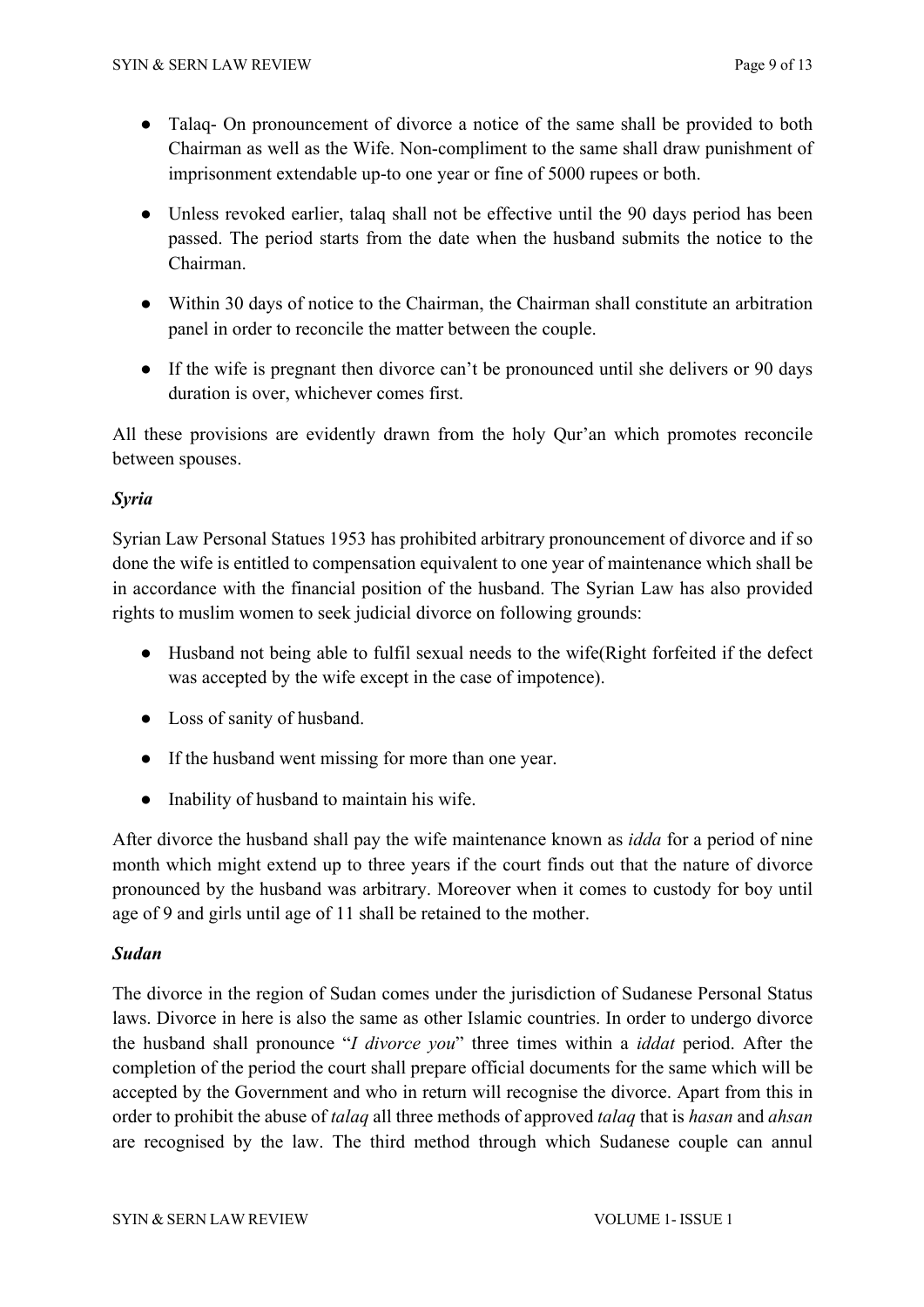- Talaq- On pronouncement of divorce a notice of the same shall be provided to both Chairman as well as the Wife. Non-compliment to the same shall draw punishment of imprisonment extendable up-to one year or fine of 5000 rupees or both.
- Unless revoked earlier, talaq shall not be effective until the 90 days period has been passed. The period starts from the date when the husband submits the notice to the Chairman.
- Within 30 days of notice to the Chairman, the Chairman shall constitute an arbitration panel in order to reconcile the matter between the couple.
- If the wife is pregnant then divorce can't be pronounced until she delivers or 90 days duration is over, whichever comes first.

All these provisions are evidently drawn from the holy Qur'an which promotes reconcile between spouses.

***Syria***

Syrian Law Personal Statues 1953 has prohibited arbitrary pronouncement of divorce and if so done the wife is entitled to compensation equivalent to one year of maintenance which shall be in accordance with the financial position of the husband. The Syrian Law has also provided rights to muslim women to seek judicial divorce on following grounds:

- Husband not being able to fulfil sexual needs to the wife(Right forfeited if the defect was accepted by the wife except in the case of impotence).
- Loss of sanity of husband.
- If the husband went missing for more than one year.
- Inability of husband to maintain his wife.

After divorce the husband shall pay the wife maintenance known as *idda* for a period of nine month which might extend up to three years if the court finds out that the nature of divorce pronounced by the husband was arbitrary. Moreover when it comes to custody for boy until age of 9 and girls until age of 11 shall be retained to the mother.

***Sudan***

The divorce in the region of Sudan comes under the jurisdiction of Sudanese Personal Status laws. Divorce in here is also the same as other Islamic countries. In order to undergo divorce the husband shall pronounce "*I divorce you*" three times within a *iddat* period. After the completion of the period the court shall prepare official documents for the same which will be accepted by the Government and who in return will recognise the divorce. Apart from this in order to prohibit the abuse of *talaq* all three methods of approved *talaq* that is *hasan* and *ahsan* are recognised by the law. The third method through which Sudanese couple can annul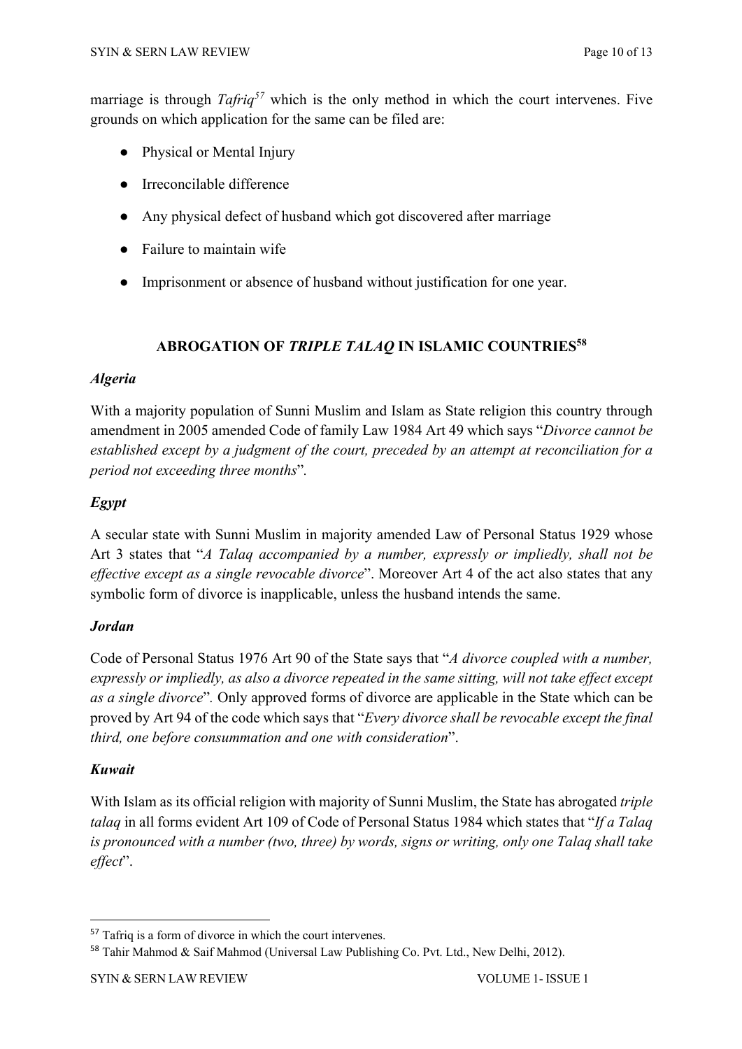marriage is through *Tafriq*[57] which is the only method in which the court intervenes. Five grounds on which application for the same can be filed are:

- Physical or Mental Injury
- Irreconcilable difference
- Any physical defect of husband which got discovered after marriage
- Failure to maintain wife
- Imprisonment or absence of husband without justification for one year.

## ABROGATION OF *TRIPLE TALAQ* IN ISLAMIC COUNTRIES[58]

### *Algeria*

With a majority population of Sunni Muslim and Islam as State religion this country through amendment in 2005 amended Code of family Law 1984 Art 49 which says "*Divorce cannot be established except by a judgment of the court, preceded by an attempt at reconciliation for a period not exceeding three months*".

### *Egypt*

A secular state with Sunni Muslim in majority amended Law of Personal Status 1929 whose Art 3 states that "*A Talaq accompanied by a number, expressly or impliedly, shall not be effective except as a single revocable divorce*". Moreover Art 4 of the act also states that any symbolic form of divorce is inapplicable, unless the husband intends the same.

### *Jordan*

Code of Personal Status 1976 Art 90 of the State says that "*A divorce coupled with a number, expressly or impliedly, as also a divorce repeated in the same sitting, will not take effect except as a single divorce*". Only approved forms of divorce are applicable in the State which can be proved by Art 94 of the code which says that "*Every divorce shall be revocable except the final third, one before consummation and one with consideration*".

### *Kuwait*

With Islam as its official religion with majority of Sunni Muslim, the State has abrogated *triple talaq* in all forms evident Art 109 of Code of Personal Status 1984 which states that "*If a Talaq is pronounced with a number (two, three) by words, signs or writing, only one Talaq shall take effect*".

---

[57] Tafriq is a form of divorce in which the court intervenes.

[58] Tahir Mahmod & Saif Mahmod (Universal Law Publishing Co. Pvt. Ltd., New Delhi, 2012).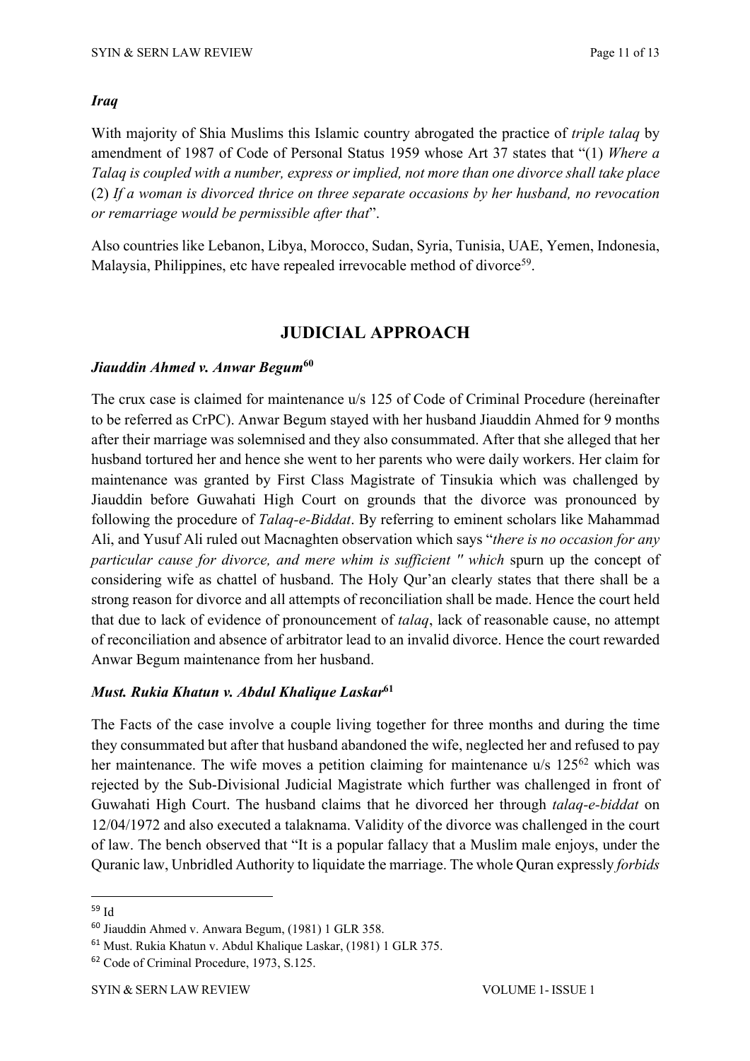### *Iraq*

With majority of Shia Muslims this Islamic country abrogated the practice of *triple talaq* by amendment of 1987 of Code of Personal Status 1959 whose Art 37 states that "(1) *Where a Talaq is coupled with a number, express or implied, not more than one divorce shall take place* (2) *If a woman is divorced thrice on three separate occasions by her husband, no revocation or remarriage would be permissible after that*".

Also countries like Lebanon, Libya, Morocco, Sudan, Syria, Tunisia, UAE, Yemen, Indonesia, Malaysia, Philippines, etc have repealed irrevocable method of divorce[59].

## JUDICIAL APPROACH

### *Jiauddin Ahmed v. Anwar Begum*[60]

The crux case is claimed for maintenance u/s 125 of Code of Criminal Procedure (hereinafter to be referred as CrPC). Anwar Begum stayed with her husband Jiauddin Ahmed for 9 months after their marriage was solemnised and they also consummated. After that she alleged that her husband tortured her and hence she went to her parents who were daily workers. Her claim for maintenance was granted by First Class Magistrate of Tinsukia which was challenged by Jiauddin before Guwahati High Court on grounds that the divorce was pronounced by following the procedure of *Talaq-e-Biddat*. By referring to eminent scholars like Mahammad Ali, and Yusuf Ali ruled out Macnaghten observation which says "*there is no occasion for any particular cause for divorce, and mere whim is sufficient " which* spurn up the concept of considering wife as chattel of husband. The Holy Qur'an clearly states that there shall be a strong reason for divorce and all attempts of reconciliation shall be made. Hence the court held that due to lack of evidence of pronouncement of *talaq*, lack of reasonable cause, no attempt of reconciliation and absence of arbitrator lead to an invalid divorce. Hence the court rewarded Anwar Begum maintenance from her husband.

### *Must. Rukia Khatun v. Abdul Khalique Laskar*[61]

The Facts of the case involve a couple living together for three months and during the time they consummated but after that husband abandoned the wife, neglected her and refused to pay her maintenance. The wife moves a petition claiming for maintenance u/s 125[62] which was rejected by the Sub-Divisional Judicial Magistrate which further was challenged in front of Guwahati High Court. The husband claims that he divorced her through *talaq-e-biddat* on 12/04/1972 and also executed a talaknama. Validity of the divorce was challenged in the court of law. The bench observed that "It is a popular fallacy that a Muslim male enjoys, under the Quranic law, Unbridled Authority to liquidate the marriage. The whole Quran expressly *forbids*

---

[59] Id

[60] Jiauddin Ahmed v. Anwara Begum, (1981) 1 GLR 358.

[61] Must. Rukia Khatun v. Abdul Khalique Laskar, (1981) 1 GLR 375.

[62] Code of Criminal Procedure, 1973, S.125.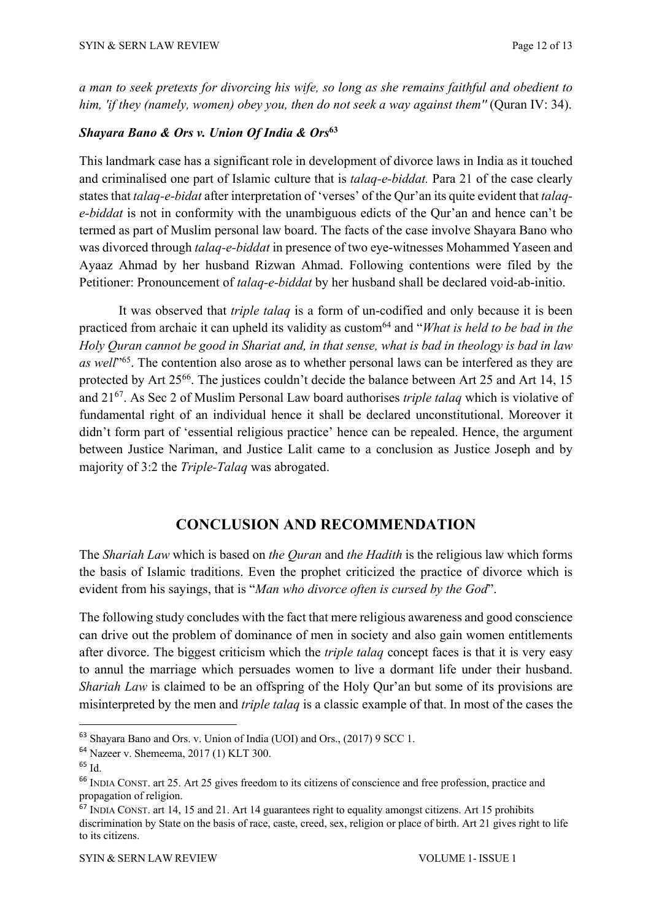*a man to seek pretexts for divorcing his wife, so long as she remains faithful and obedient to him, 'if they (namely, women) obey you, then do not seek a way against them"* (Quran IV: 34).

***Shayara Bano & Ors v. Union Of India & Ors*[63]**

This landmark case has a significant role in development of divorce laws in India as it touched and criminalised one part of Islamic culture that is *talaq-e-biddat.* Para 21 of the case clearly states that *talaq-e-bidat* after interpretation of 'verses' of the Qur'an its quite evident that *talaq-e-biddat* is not in conformity with the unambiguous edicts of the Qur'an and hence can't be termed as part of Muslim personal law board. The facts of the case involve Shayara Bano who was divorced through *talaq-e-biddat* in presence of two eye-witnesses Mohammed Yaseen and Ayaaz Ahmad by her husband Rizwan Ahmad. Following contentions were filed by the Petitioner: Pronouncement of *talaq-e-biddat* by her husband shall be declared void-ab-initio.

It was observed that *triple talaq* is a form of un-codified and only because it is been practiced from archaic it can upheld its validity as custom[64] and "*What is held to be bad in the Holy Quran cannot be good in Shariat and, in that sense, what is bad in theology is bad in law as well*"[65]. The contention also arose as to whether personal laws can be interfered as they are protected by Art 25[66]. The justices couldn't decide the balance between Art 25 and Art 14, 15 and 21[67]. As Sec 2 of Muslim Personal Law board authorises *triple talaq* which is violative of fundamental right of an individual hence it shall be declared unconstitutional. Moreover it didn't form part of 'essential religious practice' hence can be repealed. Hence, the argument between Justice Nariman, and Justice Lalit came to a conclusion as Justice Joseph and by majority of 3:2 the *Triple-Talaq* was abrogated.

## CONCLUSION AND RECOMMENDATION

The *Shariah Law* which is based on *the Quran* and *the Hadith* is the religious law which forms the basis of Islamic traditions. Even the prophet criticized the practice of divorce which is evident from his sayings, that is "*Man who divorce often is cursed by the God*".

The following study concludes with the fact that mere religious awareness and good conscience can drive out the problem of dominance of men in society and also gain women entitlements after divorce. The biggest criticism which the *triple talaq* concept faces is that it is very easy to annul the marriage which persuades women to live a dormant life under their husband. *Shariah Law* is claimed to be an offspring of the Holy Qur'an but some of its provisions are misinterpreted by the men and *triple talaq* is a classic example of that. In most of the cases the

---

[63] Shayara Bano and Ors. v. Union of India (UOI) and Ors., (2017) 9 SCC 1.

[64] Nazeer v. Shemeema, 2017 (1) KLT 300.

[65] Id.

[66] INDIA CONST. art 25. Art 25 gives freedom to its citizens of conscience and free profession, practice and propagation of religion.

[67] INDIA CONST. art 14, 15 and 21. Art 14 guarantees right to equality amongst citizens. Art 15 prohibits discrimination by State on the basis of race, caste, creed, sex, religion or place of birth. Art 21 gives right to life to its citizens.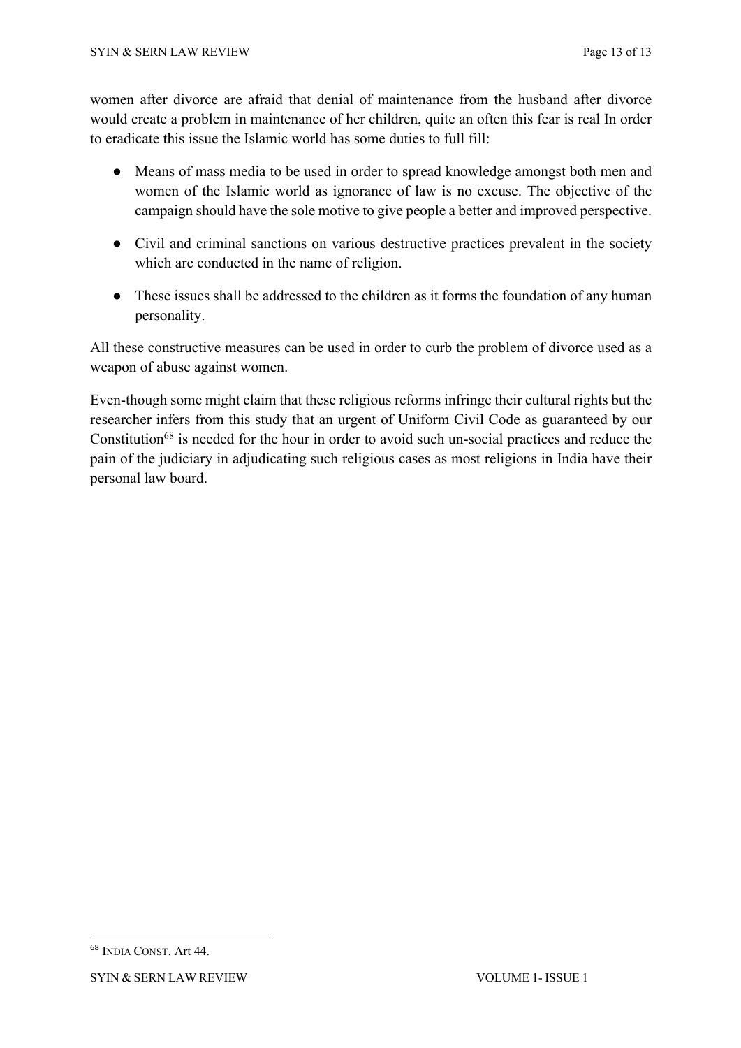women after divorce are afraid that denial of maintenance from the husband after divorce would create a problem in maintenance of her children, quite an often this fear is real In order to eradicate this issue the Islamic world has some duties to full fill:

- Means of mass media to be used in order to spread knowledge amongst both men and women of the Islamic world as ignorance of law is no excuse. The objective of the campaign should have the sole motive to give people a better and improved perspective.
- Civil and criminal sanctions on various destructive practices prevalent in the society which are conducted in the name of religion.
- These issues shall be addressed to the children as it forms the foundation of any human personality.

All these constructive measures can be used in order to curb the problem of divorce used as a weapon of abuse against women.

Even-though some might claim that these religious reforms infringe their cultural rights but the researcher infers from this study that an urgent of Uniform Civil Code as guaranteed by our Constitution[68] is needed for the hour in order to avoid such un-social practices and reduce the pain of the judiciary in adjudicating such religious cases as most religions in India have their personal law board.

---

[68] INDIA CONST. Art 44.